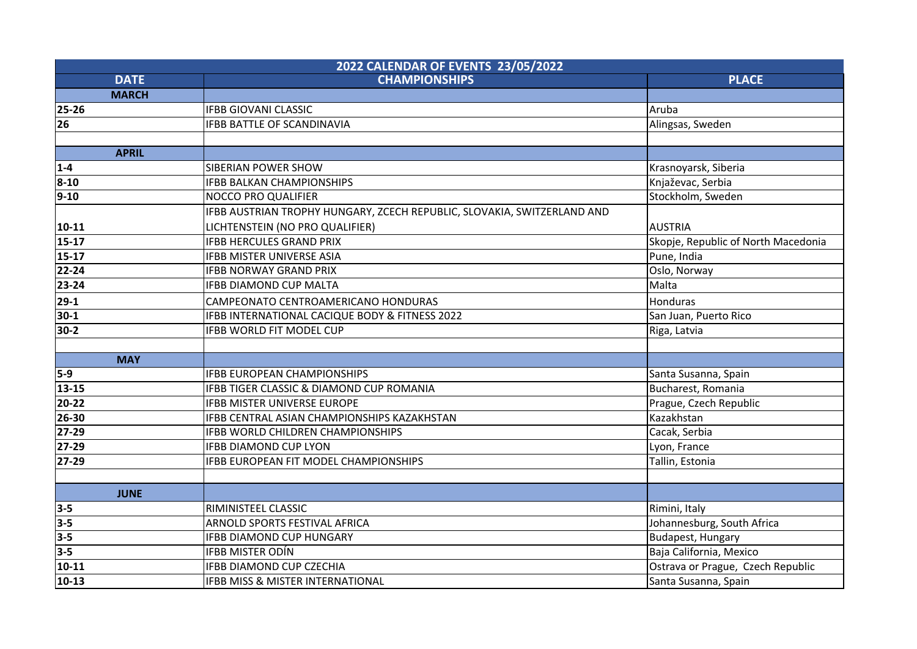| 2022 CALENDAR OF EVENTS 23/05/2022 | | |
|---|---|---|
| **DATE** | **CHAMPIONSHIPS** | **PLACE** |
| **MARCH** | | |
| 25-26 | IFBB GIOVANI CLASSIC | Aruba |
| 26 | IFBB BATTLE OF SCANDINAVIA | Alingsas, Sweden |
| | | |
| **APRIL** | | |
| 1-4 | SIBERIAN POWER SHOW | Krasnoyarsk, Siberia |
| 8-10 | IFBB BALKAN CHAMPIONSHIPS | Knjaževac, Serbia |
| 9-10 | NOCCO PRO QUALIFIER | Stockholm, Sweden |
| 10-11 | IFBB AUSTRIAN TROPHY HUNGARY, ZCECH REPUBLIC, SLOVAKIA, SWITZERLAND AND LICHTENSTEIN (NO PRO QUALIFIER) | AUSTRIA |
| 15-17 | IFBB HERCULES GRAND PRIX | Skopje, Republic of North Macedonia |
| 15-17 | IFBB MISTER UNIVERSE ASIA | Pune, India |
| 22-24 | IFBB NORWAY GRAND PRIX | Oslo, Norway |
| 23-24 | IFBB DIAMOND CUP MALTA | Malta |
| 29-1 | CAMPEONATO CENTROAMERICANO HONDURAS | Honduras |
| 30-1 | IFBB INTERNATIONAL CACIQUE BODY & FITNESS 2022 | San Juan, Puerto Rico |
| 30-2 | IFBB WORLD FIT MODEL CUP | Riga, Latvia |
| | | |
| **MAY** | | |
| 5-9 | IFBB EUROPEAN CHAMPIONSHIPS | Santa Susanna, Spain |
| 13-15 | IFBB TIGER CLASSIC & DIAMOND CUP ROMANIA | Bucharest, Romania |
| 20-22 | IFBB MISTER UNIVERSE EUROPE | Prague, Czech Republic |
| 26-30 | IFBB CENTRAL ASIAN CHAMPIONSHIPS KAZAKHSTAN | Kazakhstan |
| 27-29 | IFBB WORLD CHILDREN CHAMPIONSHIPS | Cacak, Serbia |
| 27-29 | IFBB DIAMOND CUP LYON | Lyon, France |
| 27-29 | IFBB EUROPEAN FIT MODEL CHAMPIONSHIPS | Tallin, Estonia |
| | | |
| **JUNE** | | |
| 3-5 | RIMINISTEEL CLASSIC | Rimini, Italy |
| 3-5 | ARNOLD SPORTS FESTIVAL AFRICA | Johannesburg, South Africa |
| 3-5 | IFBB DIAMOND CUP HUNGARY | Budapest, Hungary |
| 3-5 | IFBB MISTER ODÍN | Baja California, Mexico |
| 10-11 | IFBB DIAMOND CUP CZECHIA | Ostrava or Prague, Czech Republic |
| 10-13 | IFBB MISS & MISTER INTERNATIONAL | Santa Susanna, Spain |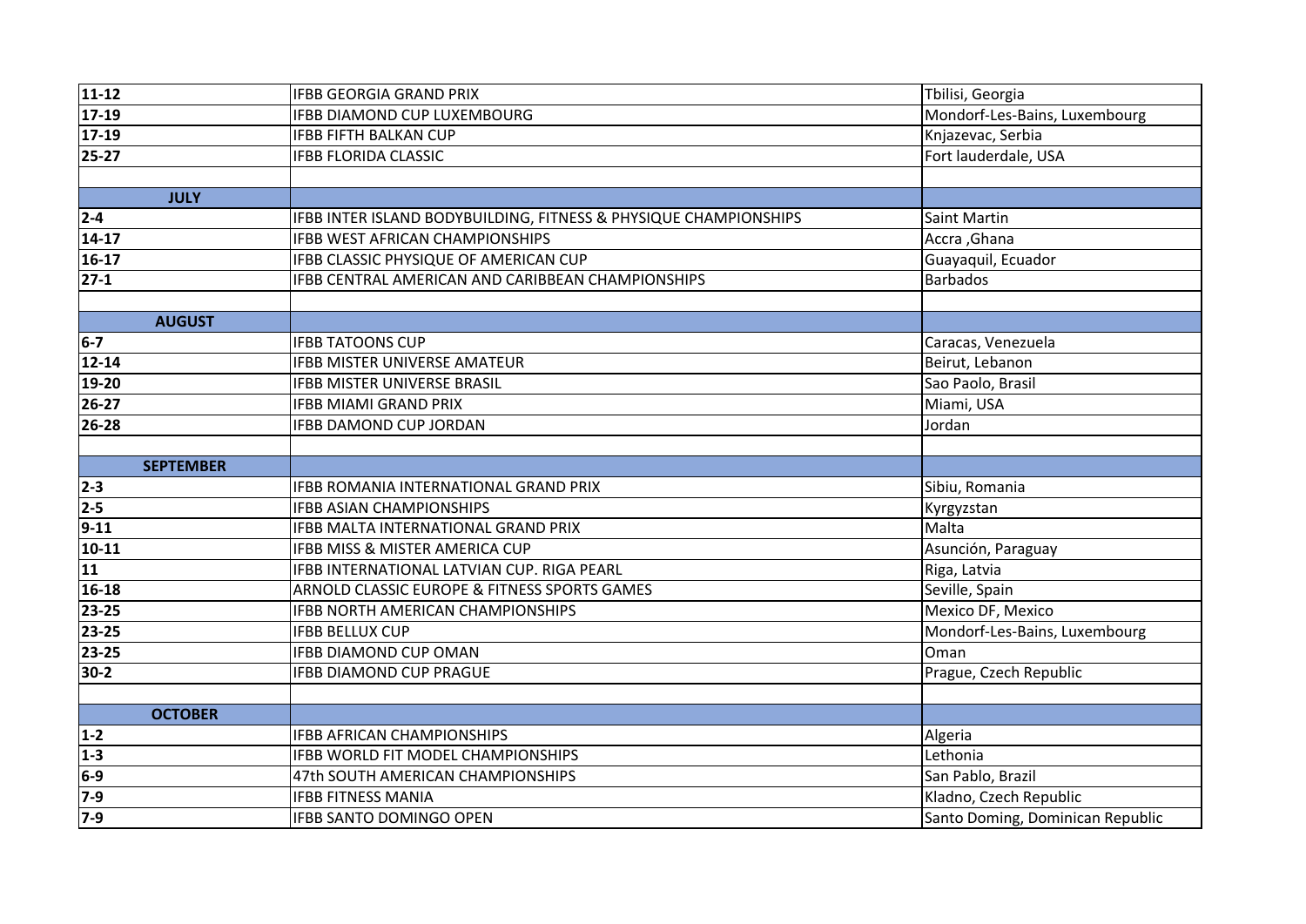| | | |
|---|---|---|
| 11-12 | IFBB GEORGIA GRAND PRIX | Tbilisi, Georgia |
| 17-19 | IFBB DIAMOND CUP LUXEMBOURG | Mondorf-Les-Bains, Luxembourg |
| 17-19 | IFBB FIFTH BALKAN CUP | Knjazevac, Serbia |
| 25-27 | IFBB FLORIDA CLASSIC | Fort lauderdale, USA |
| | | |
| **JULY** | | |
| 2-4 | IFBB INTER ISLAND BODYBUILDING, FITNESS & PHYSIQUE CHAMPIONSHIPS | Saint Martin |
| 14-17 | IFBB WEST AFRICAN CHAMPIONSHIPS | Accra ,Ghana |
| 16-17 | IFBB CLASSIC PHYSIQUE OF AMERICAN CUP | Guayaquil, Ecuador |
| 27-1 | IFBB CENTRAL AMERICAN AND CARIBBEAN CHAMPIONSHIPS | Barbados |
| | | |
| **AUGUST** | | |
| 6-7 | IFBB TATOONS CUP | Caracas, Venezuela |
| 12-14 | IFBB MISTER UNIVERSE AMATEUR | Beirut, Lebanon |
| 19-20 | IFBB MISTER UNIVERSE BRASIL | Sao Paolo, Brasil |
| 26-27 | IFBB MIAMI GRAND PRIX | Miami, USA |
| 26-28 | IFBB DAMOND CUP JORDAN | Jordan |
| | | |
| **SEPTEMBER** | | |
| 2-3 | IFBB ROMANIA INTERNATIONAL GRAND PRIX | Sibiu, Romania |
| 2-5 | IFBB ASIAN CHAMPIONSHIPS | Kyrgyzstan |
| 9-11 | IFBB MALTA INTERNATIONAL GRAND PRIX | Malta |
| 10-11 | IFBB MISS & MISTER AMERICA CUP | Asunción, Paraguay |
| 11 | IFBB INTERNATIONAL LATVIAN CUP. RIGA PEARL | Riga, Latvia |
| 16-18 | ARNOLD CLASSIC EUROPE & FITNESS SPORTS GAMES | Seville, Spain |
| 23-25 | IFBB NORTH AMERICAN CHAMPIONSHIPS | Mexico DF, Mexico |
| 23-25 | IFBB BELLUX CUP | Mondorf-Les-Bains, Luxembourg |
| 23-25 | IFBB DIAMOND CUP OMAN | Oman |
| 30-2 | IFBB DIAMOND CUP PRAGUE | Prague, Czech Republic |
| | | |
| **OCTOBER** | | |
| 1-2 | IFBB AFRICAN CHAMPIONSHIPS | Algeria |
| 1-3 | IFBB WORLD FIT MODEL CHAMPIONSHIPS | Lethonia |
| 6-9 | 47th SOUTH AMERICAN CHAMPIONSHIPS | San Pablo, Brazil |
| 7-9 | IFBB FITNESS MANIA | Kladno, Czech Republic |
| 7-9 | IFBB SANTO DOMINGO OPEN | Santo Doming, Dominican Republic |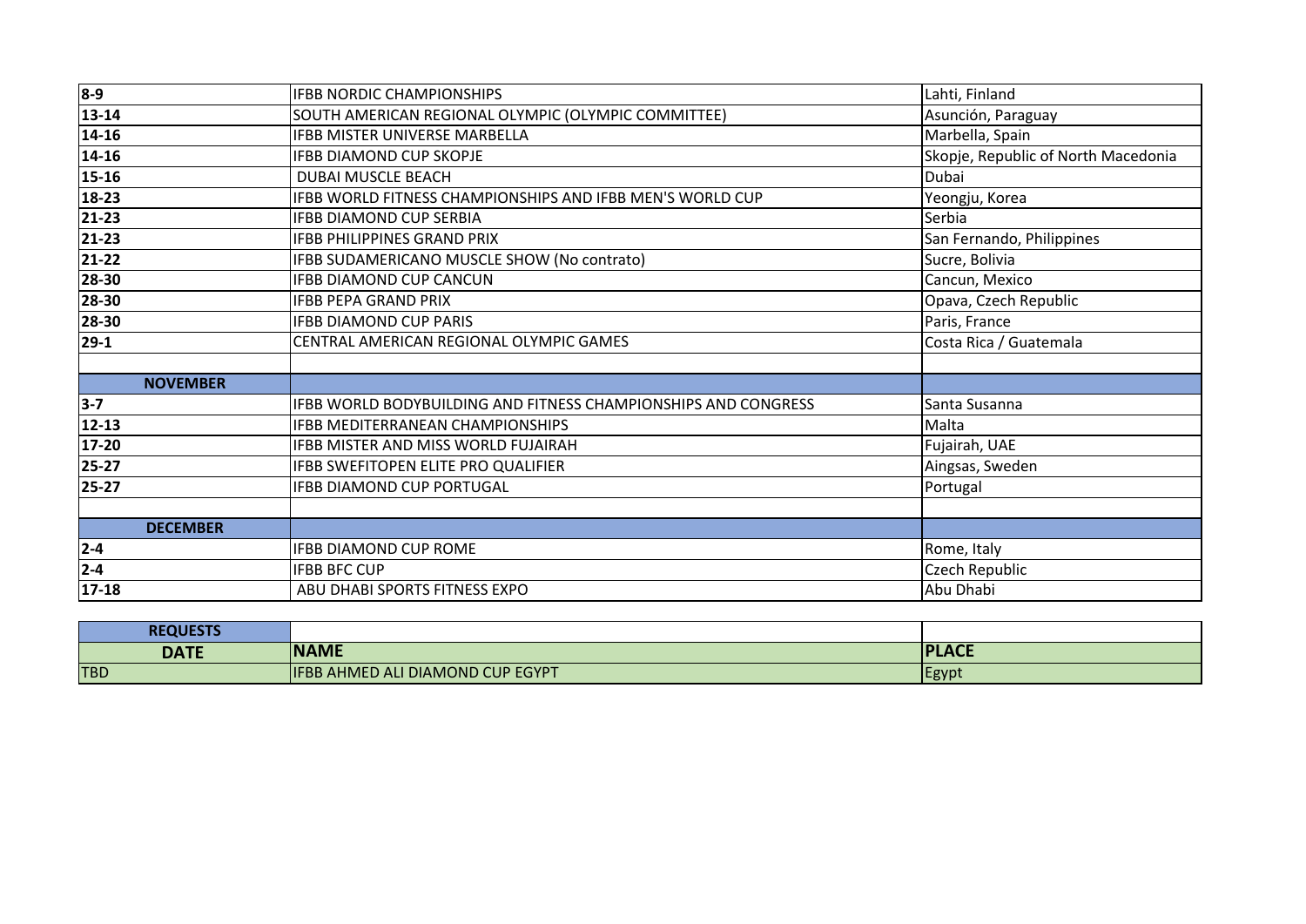| | | |
|---|---|---|
| 8-9 | IFBB NORDIC CHAMPIONSHIPS | Lahti, Finland |
| 13-14 | SOUTH AMERICAN REGIONAL OLYMPIC (OLYMPIC COMMITTEE) | Asunción, Paraguay |
| 14-16 | IFBB MISTER UNIVERSE MARBELLA | Marbella, Spain |
| 14-16 | IFBB DIAMOND CUP SKOPJE | Skopje, Republic of North Macedonia |
| 15-16 | DUBAI MUSCLE BEACH | Dubai |
| 18-23 | IFBB WORLD FITNESS CHAMPIONSHIPS AND IFBB MEN'S WORLD CUP | Yeongju, Korea |
| 21-23 | IFBB DIAMOND CUP SERBIA | Serbia |
| 21-23 | IFBB PHILIPPINES GRAND PRIX | San Fernando, Philippines |
| 21-22 | IFBB SUDAMERICANO MUSCLE SHOW (No contrato) | Sucre, Bolivia |
| 28-30 | IFBB DIAMOND CUP CANCUN | Cancun, Mexico |
| 28-30 | IFBB PEPA GRAND PRIX | Opava, Czech Republic |
| 28-30 | IFBB DIAMOND CUP PARIS | Paris, France |
| 29-1 | CENTRAL AMERICAN REGIONAL OLYMPIC GAMES | Costa Rica / Guatemala |
| | | |
| **NOVEMBER** | | |
| 3-7 | IFBB WORLD BODYBUILDING AND FITNESS CHAMPIONSHIPS AND CONGRESS | Santa Susanna |
| 12-13 | IFBB MEDITERRANEAN CHAMPIONSHIPS | Malta |
| 17-20 | IFBB MISTER AND MISS WORLD FUJAIRAH | Fujairah, UAE |
| 25-27 | IFBB SWEFITOPEN ELITE PRO QUALIFIER | Aingsas, Sweden |
| 25-27 | IFBB DIAMOND CUP PORTUGAL | Portugal |
| | | |
| **DECEMBER** | | |
| 2-4 | IFBB DIAMOND CUP ROME | Rome, Italy |
| 2-4 | IFBB BFC CUP | Czech Republic |
| 17-18 | ABU DHABI SPORTS FITNESS EXPO | Abu Dhabi |

| **REQUESTS** | | |
|---|---|---|
| **DATE** | **NAME** | **PLACE** |
| TBD | IFBB AHMED ALI DIAMOND CUP EGYPT | Egypt |